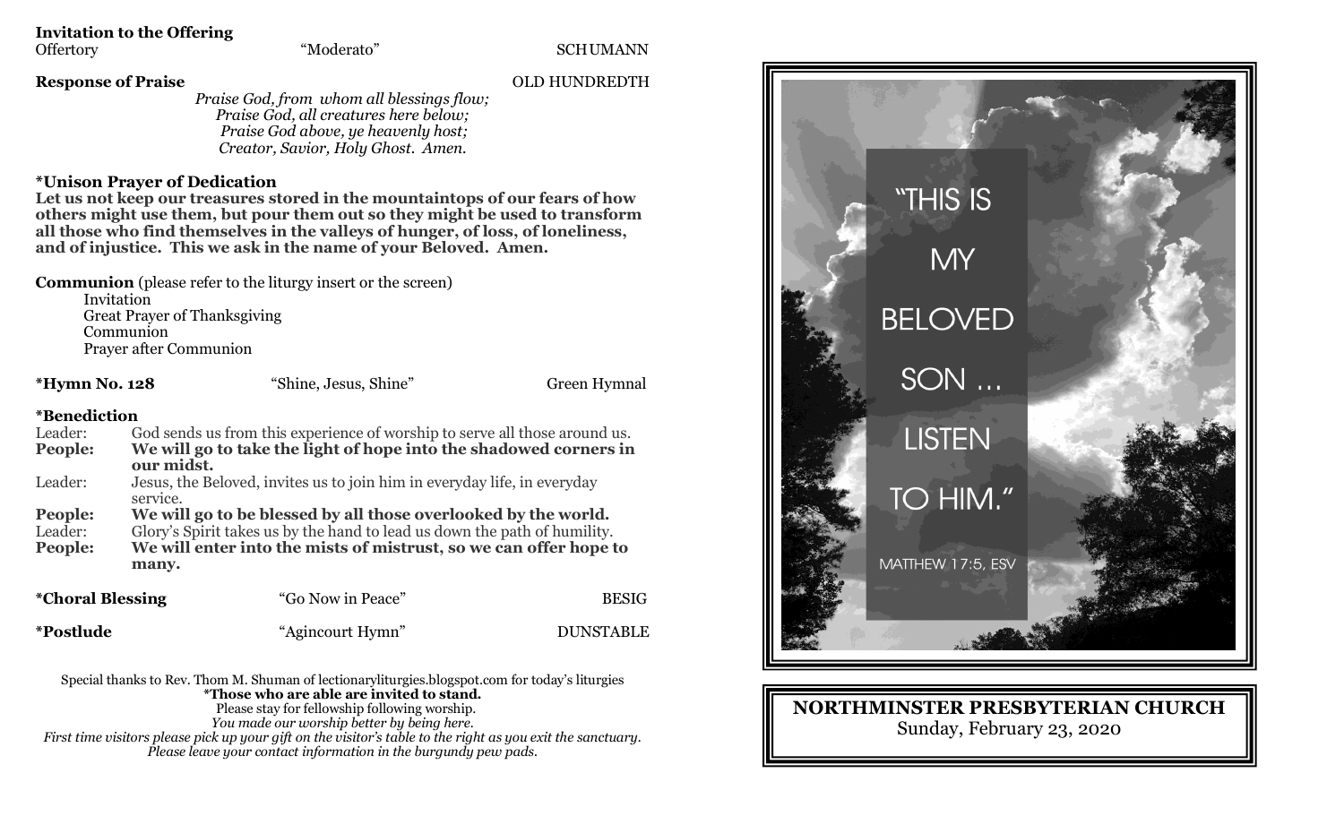**Invitation to the Offering**

Offertory — "Moderato" — SCHUMANN

**Response of Praise** — OLD HUNDREDTH

*Praise God, from whom all blessings flow;*
*Praise God, all creatures here below;*
*Praise God above, ye heavenly host;*
*Creator, Savior, Holy Ghost. Amen.*

**\*Unison Prayer of Dedication**

**Let us not keep our treasures stored in the mountaintops of our fears of how others might use them, but pour them out so they might be used to transform all those who find themselves in the valleys of hunger, of loss, of loneliness, and of injustice. This we ask in the name of your Beloved. Amen.**

**Communion** (please refer to the liturgy insert or the screen)

Invitation
Great Prayer of Thanksgiving
Communion
Prayer after Communion

**\*Hymn No. 128** — "Shine, Jesus, Shine" — Green Hymnal

**\*Benediction**

Leader: God sends us from this experience of worship to serve all those around us.
**People: We will go to take the light of hope into the shadowed corners in our midst.**
Leader: Jesus, the Beloved, invites us to join him in everyday life, in everyday service.
**People: We will go to be blessed by all those overlooked by the world.**
Leader: Glory's Spirit takes us by the hand to lead us down the path of humility.
**People: We will enter into the mists of mistrust, so we can offer hope to many.**

**\*Choral Blessing** — "Go Now in Peace" — BESIG

**\*Postlude** — "Agincourt Hymn" — DUNSTABLE

Special thanks to Rev. Thom M. Shuman of lectionaryliturgies.blogspot.com for today's liturgies
**\*Those who are able are invited to stand.**
Please stay for fellowship following worship.
*You made our worship better by being here.*
*First time visitors please pick up your gift on the visitor's table to the right as you exit the sanctuary.*
*Please leave your contact information in the burgundy pew pads.*

"THIS IS MY BELOVED SON ... LISTEN TO HIM."

MATTHEW 17:5, ESV

**NORTHMINSTER PRESBYTERIAN CHURCH**
Sunday, February 23, 2020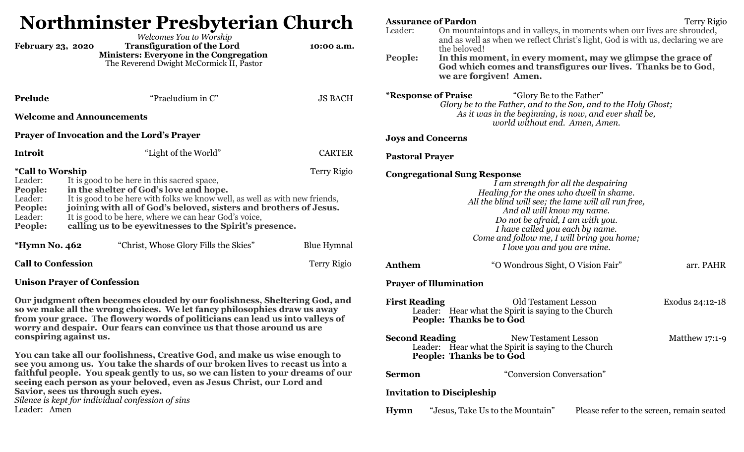# Northminster Presbyterian Church

*Welcomes You to Worship*

**February 23, 2020** **Transfiguration of the Lord** **10:00 a.m.**

**Ministers: Everyone in the Congregation**

The Reverend Dwight McCormick II, Pastor

**Prelude** "Praeludium in C" JS BACH

**Welcome and Announcements**

**Prayer of Invocation and the Lord's Prayer**

**Introit** "Light of the World" CARTER

**\*Call to Worship** Terry Rigio

Leader: It is good to be here in this sacred space,

**People: in the shelter of God's love and hope.**

Leader: It is good to be here with folks we know well, as well as with new friends,

**People: joining with all of God's beloved, sisters and brothers of Jesus.**

Leader: It is good to be here, where we can hear God's voice,

**People: calling us to be eyewitnesses to the Spirit's presence.**

**\*Hymn No. 462** "Christ, Whose Glory Fills the Skies" Blue Hymnal

**Call to Confession** Terry Rigio

**Unison Prayer of Confession**

**Our judgment often becomes clouded by our foolishness, Sheltering God, and so we make all the wrong choices. We let fancy philosophies draw us away from your grace. The flowery words of politicians can lead us into valleys of worry and despair. Our fears can convince us that those around us are conspiring against us.**

**You can take all our foolishness, Creative God, and make us wise enough to see you among us. You take the shards of our broken lives to recast us into a faithful people. You speak gently to us, so we can listen to your dreams of our seeing each person as your beloved, even as Jesus Christ, our Lord and Savior, sees us through such eyes.**

*Silence is kept for individual confession of sins*

Leader: Amen

**Assurance of Pardon** Terry Rigio

Leader: On mountaintops and in valleys, in moments when our lives are shrouded, and as well as when we reflect Christ's light, God is with us, declaring we are the beloved!

**People: In this moment, in every moment, may we glimpse the grace of God which comes and transfigures our lives. Thanks be to God, we are forgiven! Amen.**

**\*Response of Praise** "Glory Be to the Father"

*Glory be to the Father, and to the Son, and to the Holy Ghost;*
*As it was in the beginning, is now, and ever shall be,*
*world without end. Amen, Amen.*

**Joys and Concerns**

**Pastoral Prayer**

**Congregational Sung Response**

*I am strength for all the despairing*
*Healing for the ones who dwell in shame.*
*All the blind will see; the lame will all run free,*
*And all will know my name.*
*Do not be afraid, I am with you.*
*I have called you each by name.*
*Come and follow me, I will bring you home;*
*I love you and you are mine.*

**Anthem** "O Wondrous Sight, O Vision Fair" arr. PAHR

**Prayer of Illumination**

**First Reading** Old Testament Lesson Exodus 24:12-18

Leader: Hear what the Spirit is saying to the Church

**People: Thanks be to God**

**Second Reading** New Testament Lesson Matthew 17:1-9

Leader: Hear what the Spirit is saying to the Church

**People: Thanks be to God**

**Sermon** "Conversion Conversation"

**Invitation to Discipleship**

**Hymn** "Jesus, Take Us to the Mountain" Please refer to the screen, remain seated